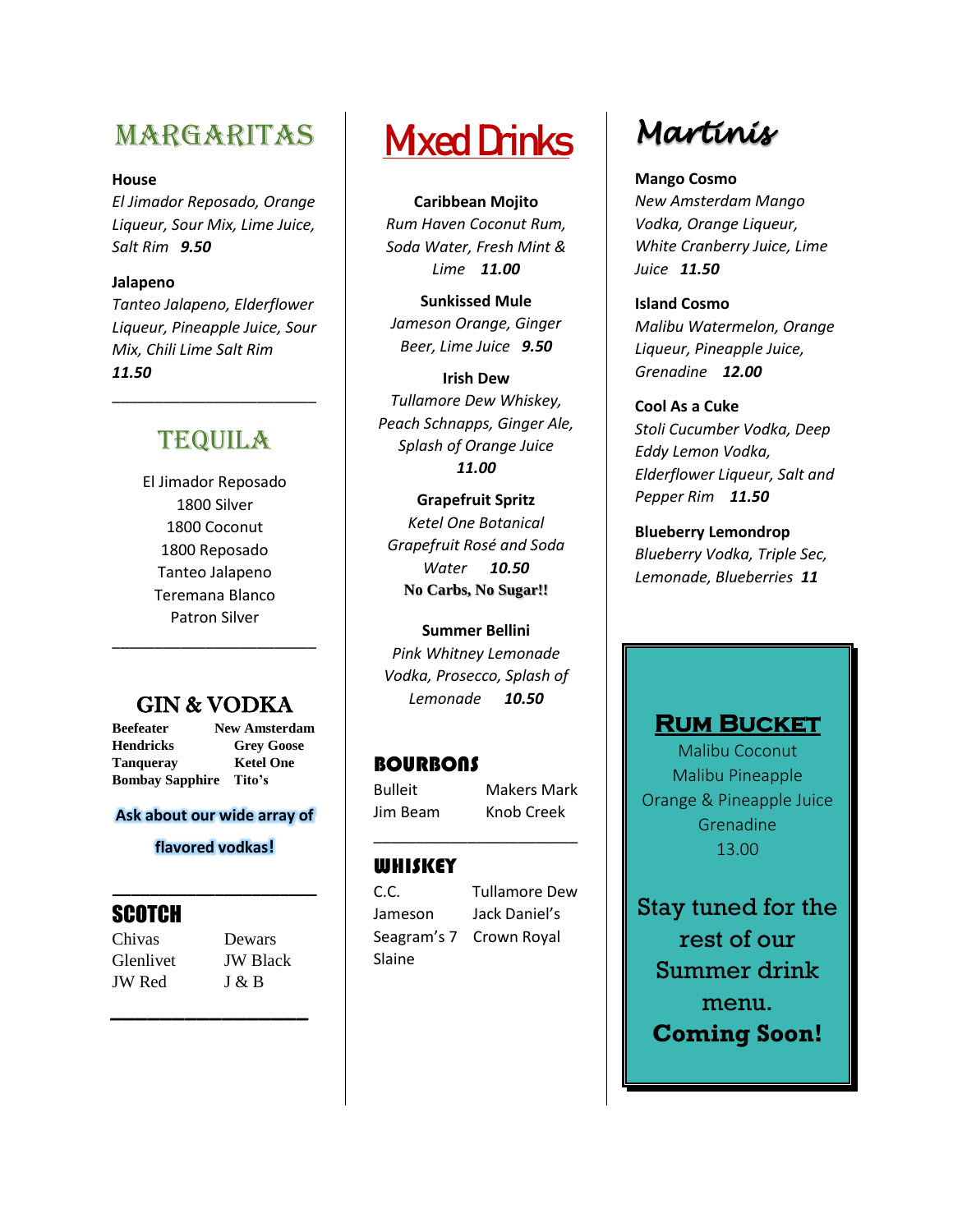# MARGARITAS

**House**
*El Jimador Reposado, Orange Liqueur, Sour Mix, Lime Juice, Salt Rim* ***9.50***

**Jalapeno**
*Tanteo Jalapeno, Elderflower Liqueur, Pineapple Juice, Sour Mix, Chili Lime Salt Rim* ***11.50***

---

# TEQUILA

El Jimador Reposado
1800 Silver
1800 Coconut
1800 Reposado
Tanteo Jalapeno
Teremana Blanco
Patron Silver

---

# GIN & VODKA

| | |
|---|---|
| **Beefeater** | **New Amsterdam** |
| **Hendricks** | **Grey Goose** |
| **Tanqueray** | **Ketel One** |
| **Bombay Sapphire** | **Tito's** |

**Ask about our wide array of flavored vodkas!**

---

# SCOTCH

| | |
|---|---|
| Chivas | Dewars |
| Glenlivet | JW Black |
| JW Red | J & B |

---

# Mxed Drinks

**Caribbean Mojito**
*Rum Haven Coconut Rum, Soda Water, Fresh Mint & Lime* ***11.00***

**Sunkissed Mule**
*Jameson Orange, Ginger Beer, Lime Juice* ***9.50***

**Irish Dew**
*Tullamore Dew Whiskey, Peach Schnapps, Ginger Ale, Splash of Orange Juice* ***11.00***

**Grapefruit Spritz**
*Ketel One Botanical Grapefruit Rosé and Soda Water* ***10.50***
**No Carbs, No Sugar!!**

**Summer Bellini**
*Pink Whitney Lemonade Vodka, Prosecco, Splash of Lemonade* ***10.50***

# BOURBONS

| | |
|---|---|
| Bulleit | Makers Mark |
| Jim Beam | Knob Creek |

---

# WHISKEY

| | |
|---|---|
| C.C. | Tullamore Dew |
| Jameson | Jack Daniel's |
| Seagram's 7 | Crown Royal |
| Slaine | |

# Martinis

**Mango Cosmo**
*New Amsterdam Mango Vodka, Orange Liqueur, White Cranberry Juice, Lime Juice* ***11.50***

**Island Cosmo**
*Malibu Watermelon, Orange Liqueur, Pineapple Juice, Grenadine* ***12.00***

**Cool As a Cuke**
*Stoli Cucumber Vodka, Deep Eddy Lemon Vodka, Elderflower Liqueur, Salt and Pepper Rim* ***11.50***

**Blueberry Lemondrop**
*Blueberry Vodka, Triple Sec, Lemonade, Blueberries* ***11***

## RUM BUCKET

Malibu Coconut
Malibu Pineapple
Orange & Pineapple Juice
Grenadine
13.00

Stay tuned for the rest of our Summer drink menu.
**Coming Soon!**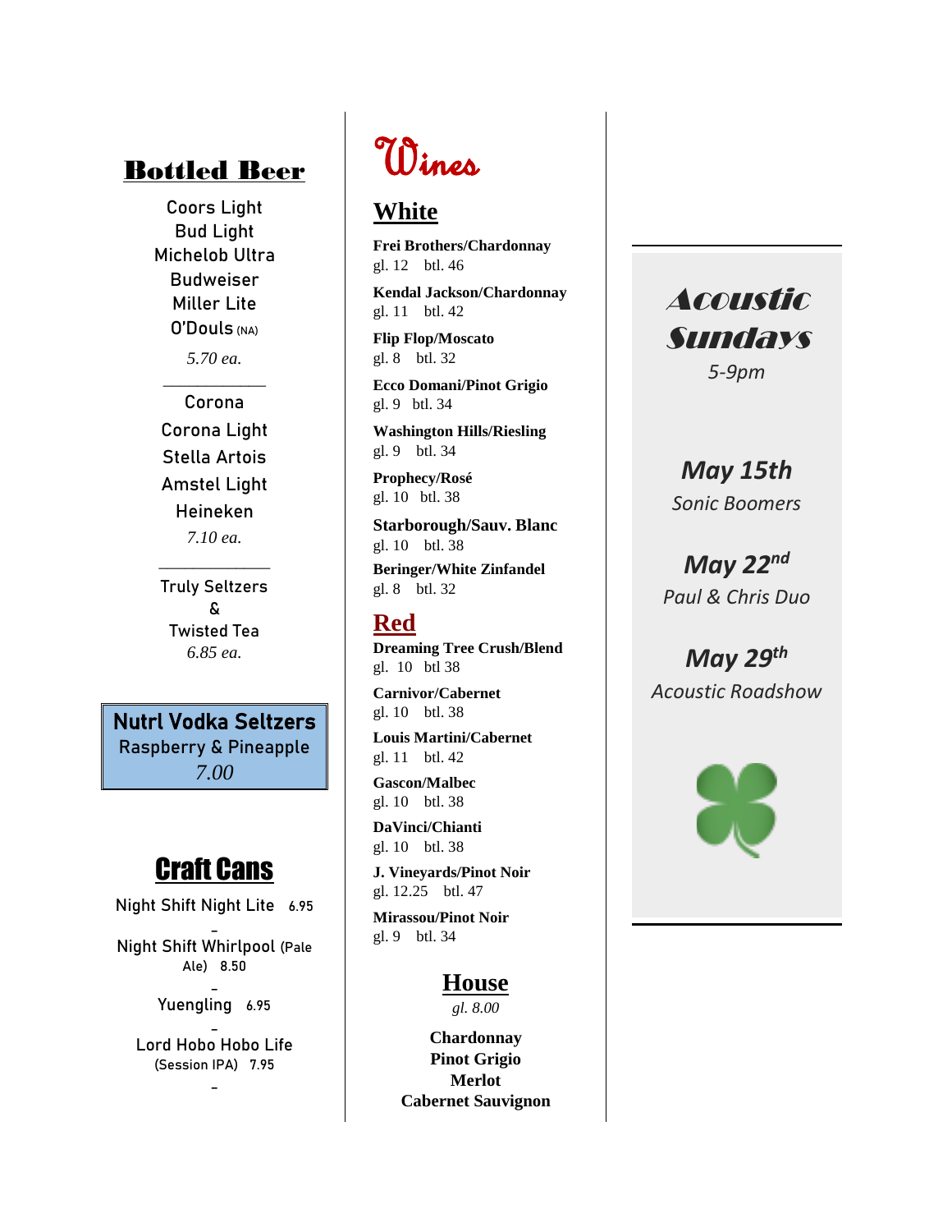## Bottled Beer

Coors Light
Bud Light
Michelob Ultra
Budweiser
Miller Lite
O'Douls (NA)

*5.70 ea.*

___________

Corona
Corona Light
Stella Artois
Amstel Light
Heineken

*7.10 ea.*

___________

Truly Seltzers
&
Twisted Tea

*6.85 ea.*

**Nutrl Vodka Seltzers**
Raspberry & Pineapple
*7.00*

## Craft Cans

Night Shift Night Lite 6.95

-

Night Shift Whirlpool (Pale Ale) 8.50

-

Yuengling 6.95

-

Lord Hobo Hobo Life (Session IPA) 7.95

-

# Wines

## White

**Frei Brothers/Chardonnay**
gl. 12 btl. 46

**Kendal Jackson/Chardonnay**
gl. 11 btl. 42

**Flip Flop/Moscato**
gl. 8 btl. 32

**Ecco Domani/Pinot Grigio**
gl. 9 btl. 34

**Washington Hills/Riesling**
gl. 9 btl. 34

**Prophecy/Rosé**
gl. 10 btl. 38

**Starborough/Sauv. Blanc**
gl. 10 btl. 38

**Beringer/White Zinfandel**
gl. 8 btl. 32

## Red

**Dreaming Tree Crush/Blend**
gl. 10 btl 38

**Carnivor/Cabernet**
gl. 10 btl. 38

**Louis Martini/Cabernet**
gl. 11 btl. 42

**Gascon/Malbec**
gl. 10 btl. 38

**DaVinci/Chianti**
gl. 10 btl. 38

**J. Vineyards/Pinot Noir**
gl. 12.25 btl. 47

**Mirassou/Pinot Noir**
gl. 9 btl. 34

## House

*gl. 8.00*

**Chardonnay**
**Pinot Grigio**
**Merlot**
**Cabernet Sauvignon**

## Acoustic Sundays

*5-9pm*

***May 15th***
*Sonic Boomers*

***May 22nd***
*Paul & Chris Duo*

***May 29th***
*Acoustic Roadshow*